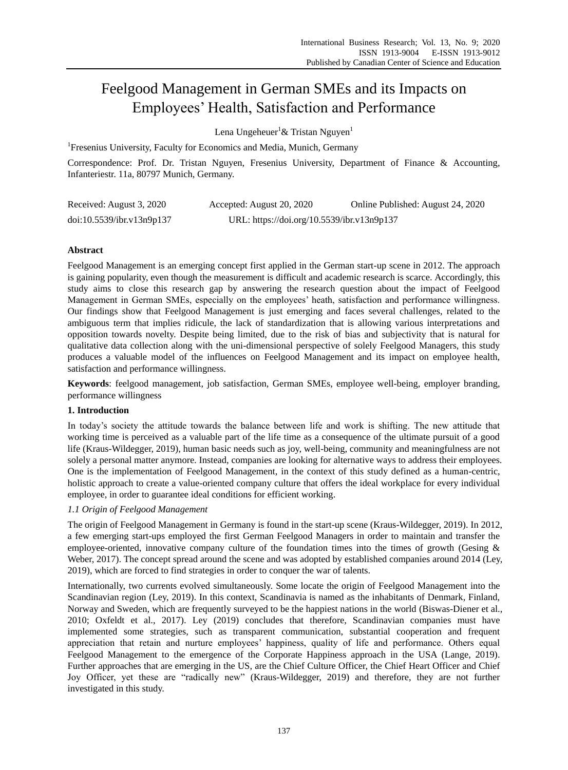# Feelgood Management in German SMEs and its Impacts on Employees' Health, Satisfaction and Performance

Lena Ungeheuer[1]& Tristan Nguyen[1]

[1]Fresenius University, Faculty for Economics and Media, Munich, Germany

Correspondence: Prof. Dr. Tristan Nguyen, Fresenius University, Department of Finance & Accounting, Infanteriestr. 11a, 80797 Munich, Germany.

Received: August 3, 2020 Accepted: August 20, 2020 Online Published: August 24, 2020

doi:10.5539/ibr.v13n9p137 URL: https://doi.org/10.5539/ibr.v13n9p137

**Abstract**

Feelgood Management is an emerging concept first applied in the German start-up scene in 2012. The approach is gaining popularity, even though the measurement is difficult and academic research is scarce. Accordingly, this study aims to close this research gap by answering the research question about the impact of Feelgood Management in German SMEs, especially on the employees' heath, satisfaction and performance willingness. Our findings show that Feelgood Management is just emerging and faces several challenges, related to the ambiguous term that implies ridicule, the lack of standardization that is allowing various interpretations and opposition towards novelty. Despite being limited, due to the risk of bias and subjectivity that is natural for qualitative data collection along with the uni-dimensional perspective of solely Feelgood Managers, this study produces a valuable model of the influences on Feelgood Management and its impact on employee health, satisfaction and performance willingness.

**Keywords**: feelgood management, job satisfaction, German SMEs, employee well-being, employer branding, performance willingness

## 1. Introduction

In today's society the attitude towards the balance between life and work is shifting. The new attitude that working time is perceived as a valuable part of the life time as a consequence of the ultimate pursuit of a good life (Kraus-Wildegger, 2019), human basic needs such as joy, well-being, community and meaningfulness are not solely a personal matter anymore. Instead, companies are looking for alternative ways to address their employees. One is the implementation of Feelgood Management, in the context of this study defined as a human-centric, holistic approach to create a value-oriented company culture that offers the ideal workplace for every individual employee, in order to guarantee ideal conditions for efficient working.

### *1.1 Origin of Feelgood Management*

The origin of Feelgood Management in Germany is found in the start-up scene (Kraus-Wildegger, 2019). In 2012, a few emerging start-ups employed the first German Feelgood Managers in order to maintain and transfer the employee-oriented, innovative company culture of the foundation times into the times of growth (Gesing & Weber, 2017). The concept spread around the scene and was adopted by established companies around 2014 (Ley, 2019), which are forced to find strategies in order to conquer the war of talents.

Internationally, two currents evolved simultaneously. Some locate the origin of Feelgood Management into the Scandinavian region (Ley, 2019). In this context, Scandinavia is named as the inhabitants of Denmark, Finland, Norway and Sweden, which are frequently surveyed to be the happiest nations in the world (Biswas-Diener et al., 2010; Oxfeldt et al., 2017). Ley (2019) concludes that therefore, Scandinavian companies must have implemented some strategies, such as transparent communication, substantial cooperation and frequent appreciation that retain and nurture employees' happiness, quality of life and performance. Others equal Feelgood Management to the emergence of the Corporate Happiness approach in the USA (Lange, 2019). Further approaches that are emerging in the US, are the Chief Culture Officer, the Chief Heart Officer and Chief Joy Officer, yet these are "radically new" (Kraus-Wildegger, 2019) and therefore, they are not further investigated in this study.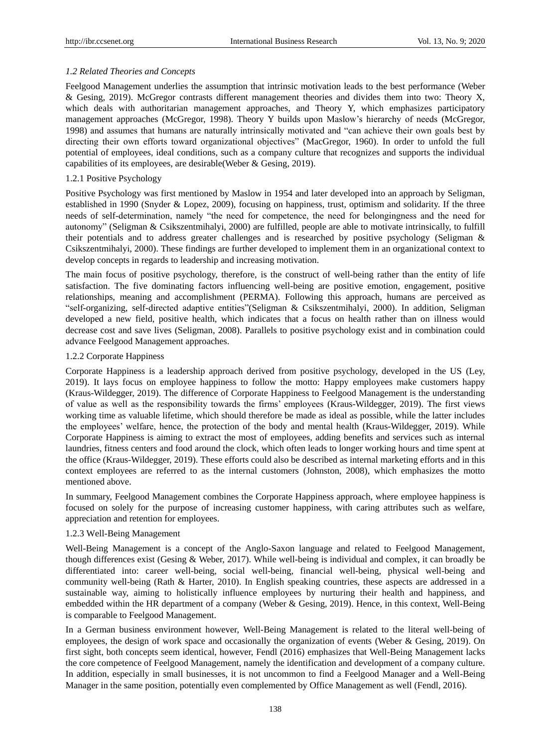### *1.2 Related Theories and Concepts*

Feelgood Management underlies the assumption that intrinsic motivation leads to the best performance (Weber & Gesing, 2019). McGregor contrasts different management theories and divides them into two: Theory X, which deals with authoritarian management approaches, and Theory Y, which emphasizes participatory management approaches (McGregor, 1998). Theory Y builds upon Maslow's hierarchy of needs (McGregor, 1998) and assumes that humans are naturally intrinsically motivated and "can achieve their own goals best by directing their own efforts toward organizational objectives" (MacGregor, 1960). In order to unfold the full potential of employees, ideal conditions, such as a company culture that recognizes and supports the individual capabilities of its employees, are desirable(Weber & Gesing, 2019).

#### 1.2.1 Positive Psychology

Positive Psychology was first mentioned by Maslow in 1954 and later developed into an approach by Seligman, established in 1990 (Snyder & Lopez, 2009), focusing on happiness, trust, optimism and solidarity. If the three needs of self-determination, namely "the need for competence, the need for belongingness and the need for autonomy" (Seligman & Csikszentmihalyi, 2000) are fulfilled, people are able to motivate intrinsically, to fulfill their potentials and to address greater challenges and is researched by positive psychology (Seligman & Csikszentmihalyi, 2000). These findings are further developed to implement them in an organizational context to develop concepts in regards to leadership and increasing motivation.

The main focus of positive psychology, therefore, is the construct of well-being rather than the entity of life satisfaction. The five dominating factors influencing well-being are positive emotion, engagement, positive relationships, meaning and accomplishment (PERMA). Following this approach, humans are perceived as "self-organizing, self-directed adaptive entities"(Seligman & Csikszentmihalyi, 2000). In addition, Seligman developed a new field, positive health, which indicates that a focus on health rather than on illness would decrease cost and save lives (Seligman, 2008). Parallels to positive psychology exist and in combination could advance Feelgood Management approaches.

#### 1.2.2 Corporate Happiness

Corporate Happiness is a leadership approach derived from positive psychology, developed in the US (Ley, 2019). It lays focus on employee happiness to follow the motto: Happy employees make customers happy (Kraus-Wildegger, 2019). The difference of Corporate Happiness to Feelgood Management is the understanding of value as well as the responsibility towards the firms' employees (Kraus-Wildegger, 2019). The first views working time as valuable lifetime, which should therefore be made as ideal as possible, while the latter includes the employees' welfare, hence, the protection of the body and mental health (Kraus-Wildegger, 2019). While Corporate Happiness is aiming to extract the most of employees, adding benefits and services such as internal laundries, fitness centers and food around the clock, which often leads to longer working hours and time spent at the office (Kraus-Wildegger, 2019). These efforts could also be described as internal marketing efforts and in this context employees are referred to as the internal customers (Johnston, 2008), which emphasizes the motto mentioned above.

In summary, Feelgood Management combines the Corporate Happiness approach, where employee happiness is focused on solely for the purpose of increasing customer happiness, with caring attributes such as welfare, appreciation and retention for employees.

#### 1.2.3 Well-Being Management

Well-Being Management is a concept of the Anglo-Saxon language and related to Feelgood Management, though differences exist (Gesing & Weber, 2017). While well-being is individual and complex, it can broadly be differentiated into: career well-being, social well-being, financial well-being, physical well-being and community well-being (Rath & Harter, 2010). In English speaking countries, these aspects are addressed in a sustainable way, aiming to holistically influence employees by nurturing their health and happiness, and embedded within the HR department of a company (Weber & Gesing, 2019). Hence, in this context, Well-Being is comparable to Feelgood Management.

In a German business environment however, Well-Being Management is related to the literal well-being of employees, the design of work space and occasionally the organization of events (Weber & Gesing, 2019). On first sight, both concepts seem identical, however, Fendl (2016) emphasizes that Well-Being Management lacks the core competence of Feelgood Management, namely the identification and development of a company culture. In addition, especially in small businesses, it is not uncommon to find a Feelgood Manager and a Well-Being Manager in the same position, potentially even complemented by Office Management as well (Fendl, 2016).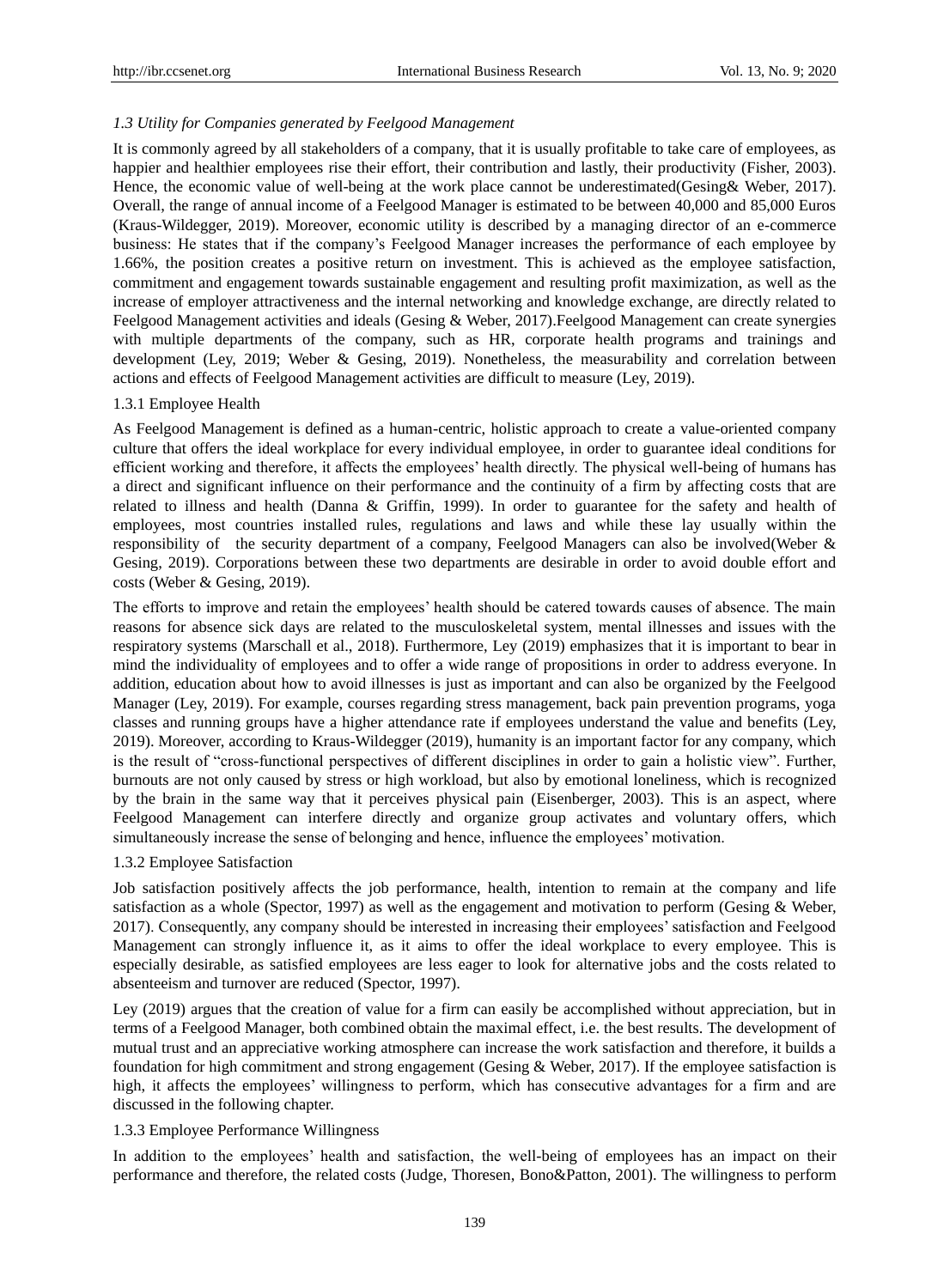### *1.3 Utility for Companies generated by Feelgood Management*

It is commonly agreed by all stakeholders of a company, that it is usually profitable to take care of employees, as happier and healthier employees rise their effort, their contribution and lastly, their productivity (Fisher, 2003). Hence, the economic value of well-being at the work place cannot be underestimated(Gesing& Weber, 2017). Overall, the range of annual income of a Feelgood Manager is estimated to be between 40,000 and 85,000 Euros (Kraus-Wildegger, 2019). Moreover, economic utility is described by a managing director of an e-commerce business: He states that if the company's Feelgood Manager increases the performance of each employee by 1.66%, the position creates a positive return on investment. This is achieved as the employee satisfaction, commitment and engagement towards sustainable engagement and resulting profit maximization, as well as the increase of employer attractiveness and the internal networking and knowledge exchange, are directly related to Feelgood Management activities and ideals (Gesing & Weber, 2017).Feelgood Management can create synergies with multiple departments of the company, such as HR, corporate health programs and trainings and development (Ley, 2019; Weber & Gesing, 2019). Nonetheless, the measurability and correlation between actions and effects of Feelgood Management activities are difficult to measure (Ley, 2019).

#### 1.3.1 Employee Health

As Feelgood Management is defined as a human-centric, holistic approach to create a value-oriented company culture that offers the ideal workplace for every individual employee, in order to guarantee ideal conditions for efficient working and therefore, it affects the employees' health directly. The physical well-being of humans has a direct and significant influence on their performance and the continuity of a firm by affecting costs that are related to illness and health (Danna & Griffin, 1999). In order to guarantee for the safety and health of employees, most countries installed rules, regulations and laws and while these lay usually within the responsibility of the security department of a company, Feelgood Managers can also be involved(Weber & Gesing, 2019). Corporations between these two departments are desirable in order to avoid double effort and costs (Weber & Gesing, 2019).

The efforts to improve and retain the employees' health should be catered towards causes of absence. The main reasons for absence sick days are related to the musculoskeletal system, mental illnesses and issues with the respiratory systems (Marschall et al., 2018). Furthermore, Ley (2019) emphasizes that it is important to bear in mind the individuality of employees and to offer a wide range of propositions in order to address everyone. In addition, education about how to avoid illnesses is just as important and can also be organized by the Feelgood Manager (Ley, 2019). For example, courses regarding stress management, back pain prevention programs, yoga classes and running groups have a higher attendance rate if employees understand the value and benefits (Ley, 2019). Moreover, according to Kraus-Wildegger (2019), humanity is an important factor for any company, which is the result of "cross-functional perspectives of different disciplines in order to gain a holistic view". Further, burnouts are not only caused by stress or high workload, but also by emotional loneliness, which is recognized by the brain in the same way that it perceives physical pain (Eisenberger, 2003). This is an aspect, where Feelgood Management can interfere directly and organize group activates and voluntary offers, which simultaneously increase the sense of belonging and hence, influence the employees' motivation.

#### 1.3.2 Employee Satisfaction

Job satisfaction positively affects the job performance, health, intention to remain at the company and life satisfaction as a whole (Spector, 1997) as well as the engagement and motivation to perform (Gesing & Weber, 2017). Consequently, any company should be interested in increasing their employees' satisfaction and Feelgood Management can strongly influence it, as it aims to offer the ideal workplace to every employee. This is especially desirable, as satisfied employees are less eager to look for alternative jobs and the costs related to absenteeism and turnover are reduced (Spector, 1997).

Ley (2019) argues that the creation of value for a firm can easily be accomplished without appreciation, but in terms of a Feelgood Manager, both combined obtain the maximal effect, i.e. the best results. The development of mutual trust and an appreciative working atmosphere can increase the work satisfaction and therefore, it builds a foundation for high commitment and strong engagement (Gesing & Weber, 2017). If the employee satisfaction is high, it affects the employees' willingness to perform, which has consecutive advantages for a firm and are discussed in the following chapter.

#### 1.3.3 Employee Performance Willingness

In addition to the employees' health and satisfaction, the well-being of employees has an impact on their performance and therefore, the related costs (Judge, Thoresen, Bono&Patton, 2001). The willingness to perform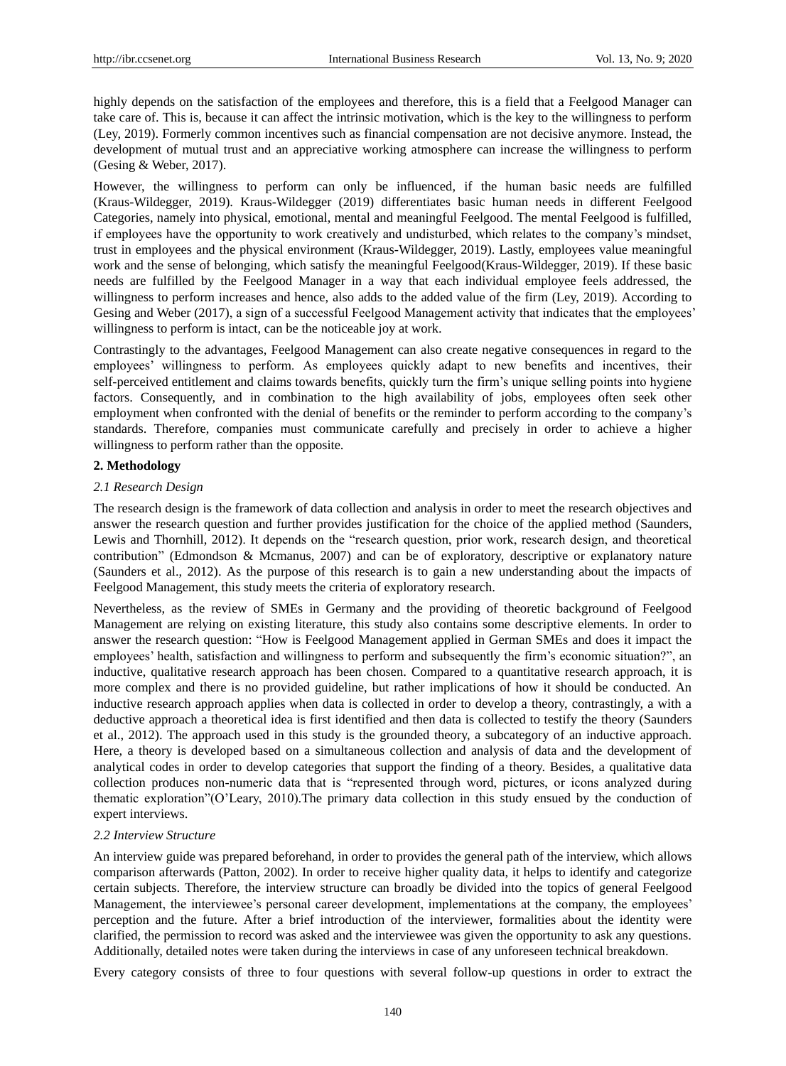highly depends on the satisfaction of the employees and therefore, this is a field that a Feelgood Manager can take care of. This is, because it can affect the intrinsic motivation, which is the key to the willingness to perform (Ley, 2019). Formerly common incentives such as financial compensation are not decisive anymore. Instead, the development of mutual trust and an appreciative working atmosphere can increase the willingness to perform (Gesing & Weber, 2017).

However, the willingness to perform can only be influenced, if the human basic needs are fulfilled (Kraus-Wildegger, 2019). Kraus-Wildegger (2019) differentiates basic human needs in different Feelgood Categories, namely into physical, emotional, mental and meaningful Feelgood. The mental Feelgood is fulfilled, if employees have the opportunity to work creatively and undisturbed, which relates to the company's mindset, trust in employees and the physical environment (Kraus-Wildegger, 2019). Lastly, employees value meaningful work and the sense of belonging, which satisfy the meaningful Feelgood(Kraus-Wildegger, 2019). If these basic needs are fulfilled by the Feelgood Manager in a way that each individual employee feels addressed, the willingness to perform increases and hence, also adds to the added value of the firm (Ley, 2019). According to Gesing and Weber (2017), a sign of a successful Feelgood Management activity that indicates that the employees' willingness to perform is intact, can be the noticeable joy at work.

Contrastingly to the advantages, Feelgood Management can also create negative consequences in regard to the employees' willingness to perform. As employees quickly adapt to new benefits and incentives, their self-perceived entitlement and claims towards benefits, quickly turn the firm's unique selling points into hygiene factors. Consequently, and in combination to the high availability of jobs, employees often seek other employment when confronted with the denial of benefits or the reminder to perform according to the company's standards. Therefore, companies must communicate carefully and precisely in order to achieve a higher willingness to perform rather than the opposite.

## 2. Methodology

### *2.1 Research Design*

The research design is the framework of data collection and analysis in order to meet the research objectives and answer the research question and further provides justification for the choice of the applied method (Saunders, Lewis and Thornhill, 2012). It depends on the "research question, prior work, research design, and theoretical contribution" (Edmondson & Mcmanus, 2007) and can be of exploratory, descriptive or explanatory nature (Saunders et al., 2012). As the purpose of this research is to gain a new understanding about the impacts of Feelgood Management, this study meets the criteria of exploratory research.

Nevertheless, as the review of SMEs in Germany and the providing of theoretic background of Feelgood Management are relying on existing literature, this study also contains some descriptive elements. In order to answer the research question: "How is Feelgood Management applied in German SMEs and does it impact the employees' health, satisfaction and willingness to perform and subsequently the firm's economic situation?", an inductive, qualitative research approach has been chosen. Compared to a quantitative research approach, it is more complex and there is no provided guideline, but rather implications of how it should be conducted. An inductive research approach applies when data is collected in order to develop a theory, contrastingly, a with a deductive approach a theoretical idea is first identified and then data is collected to testify the theory (Saunders et al., 2012). The approach used in this study is the grounded theory, a subcategory of an inductive approach. Here, a theory is developed based on a simultaneous collection and analysis of data and the development of analytical codes in order to develop categories that support the finding of a theory. Besides, a qualitative data collection produces non-numeric data that is "represented through word, pictures, or icons analyzed during thematic exploration"(O'Leary, 2010).The primary data collection in this study ensued by the conduction of expert interviews.

### *2.2 Interview Structure*

An interview guide was prepared beforehand, in order to provides the general path of the interview, which allows comparison afterwards (Patton, 2002). In order to receive higher quality data, it helps to identify and categorize certain subjects. Therefore, the interview structure can broadly be divided into the topics of general Feelgood Management, the interviewee's personal career development, implementations at the company, the employees' perception and the future. After a brief introduction of the interviewer, formalities about the identity were clarified, the permission to record was asked and the interviewee was given the opportunity to ask any questions. Additionally, detailed notes were taken during the interviews in case of any unforeseen technical breakdown.

Every category consists of three to four questions with several follow-up questions in order to extract the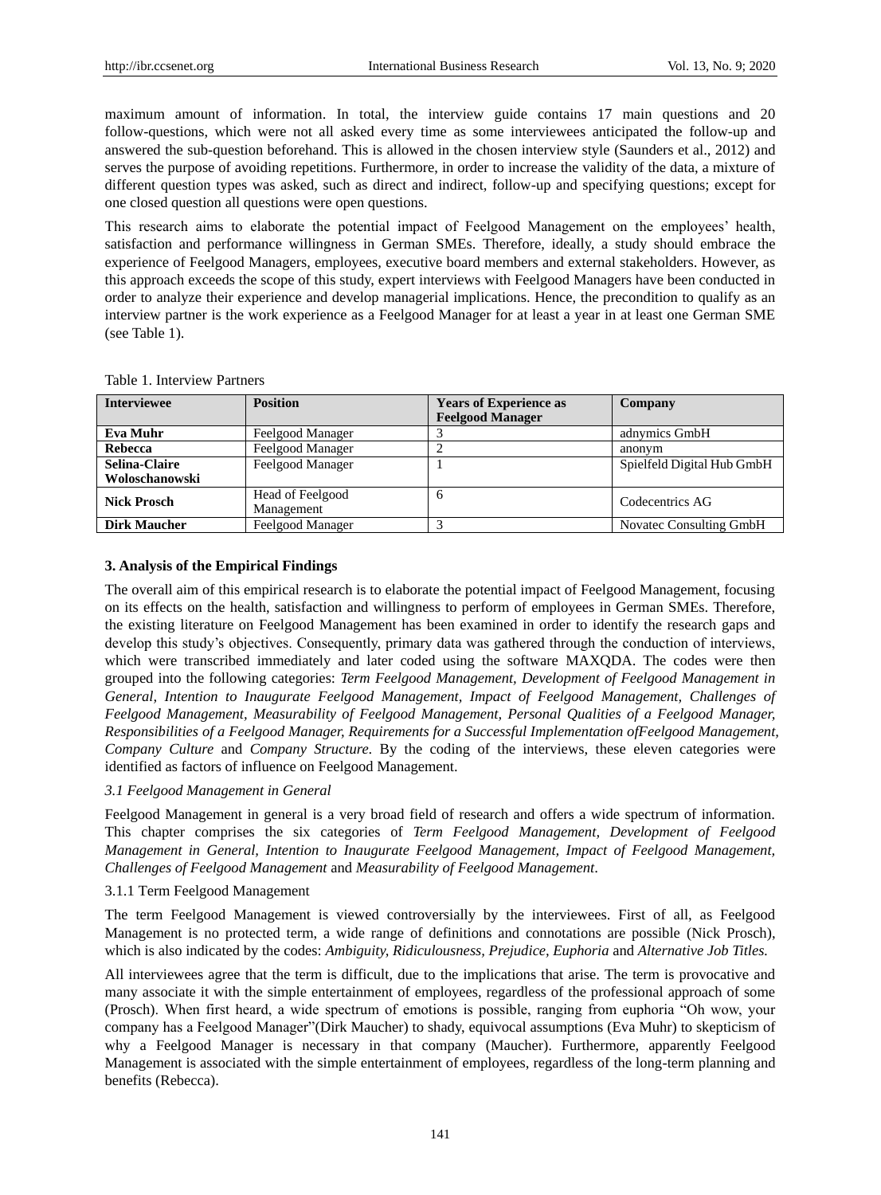maximum amount of information. In total, the interview guide contains 17 main questions and 20 follow-questions, which were not all asked every time as some interviewees anticipated the follow-up and answered the sub-question beforehand. This is allowed in the chosen interview style (Saunders et al., 2012) and serves the purpose of avoiding repetitions. Furthermore, in order to increase the validity of the data, a mixture of different question types was asked, such as direct and indirect, follow-up and specifying questions; except for one closed question all questions were open questions.

This research aims to elaborate the potential impact of Feelgood Management on the employees' health, satisfaction and performance willingness in German SMEs. Therefore, ideally, a study should embrace the experience of Feelgood Managers, employees, executive board members and external stakeholders. However, as this approach exceeds the scope of this study, expert interviews with Feelgood Managers have been conducted in order to analyze their experience and develop managerial implications. Hence, the precondition to qualify as an interview partner is the work experience as a Feelgood Manager for at least a year in at least one German SME (see Table 1).

Table 1. Interview Partners

| Interviewee | Position | Years of Experience as Feelgood Manager | Company |
|---|---|---|---|
| **Eva Muhr** | Feelgood Manager | 3 | adnymics GmbH |
| **Rebecca** | Feelgood Manager | 2 | anonym |
| **Selina-Claire Woloschanowski** | Feelgood Manager | 1 | Spielfeld Digital Hub GmbH |
| **Nick Prosch** | Head of Feelgood Management | 6 | Codecentrics AG |
| **Dirk Maucher** | Feelgood Manager | 3 | Novatec Consulting GmbH |

## 3. Analysis of the Empirical Findings

The overall aim of this empirical research is to elaborate the potential impact of Feelgood Management, focusing on its effects on the health, satisfaction and willingness to perform of employees in German SMEs. Therefore, the existing literature on Feelgood Management has been examined in order to identify the research gaps and develop this study's objectives. Consequently, primary data was gathered through the conduction of interviews, which were transcribed immediately and later coded using the software MAXQDA. The codes were then grouped into the following categories: *Term Feelgood Management, Development of Feelgood Management in General, Intention to Inaugurate Feelgood Management, Impact of Feelgood Management, Challenges of Feelgood Management, Measurability of Feelgood Management, Personal Qualities of a Feelgood Manager, Responsibilities of a Feelgood Manager, Requirements for a Successful Implementation ofFeelgood Management, Company Culture* and *Company Structure*. By the coding of the interviews, these eleven categories were identified as factors of influence on Feelgood Management.

### *3.1 Feelgood Management in General*

Feelgood Management in general is a very broad field of research and offers a wide spectrum of information. This chapter comprises the six categories of *Term Feelgood Management, Development of Feelgood Management in General, Intention to Inaugurate Feelgood Management, Impact of Feelgood Management, Challenges of Feelgood Management* and *Measurability of Feelgood Management*.

#### 3.1.1 Term Feelgood Management

The term Feelgood Management is viewed controversially by the interviewees. First of all, as Feelgood Management is no protected term, a wide range of definitions and connotations are possible (Nick Prosch), which is also indicated by the codes: *Ambiguity, Ridiculousness, Prejudice, Euphoria* and *Alternative Job Titles.*

All interviewees agree that the term is difficult, due to the implications that arise. The term is provocative and many associate it with the simple entertainment of employees, regardless of the professional approach of some (Prosch). When first heard, a wide spectrum of emotions is possible, ranging from euphoria "Oh wow, your company has a Feelgood Manager"(Dirk Maucher) to shady, equivocal assumptions (Eva Muhr) to skepticism of why a Feelgood Manager is necessary in that company (Maucher). Furthermore, apparently Feelgood Management is associated with the simple entertainment of employees, regardless of the long-term planning and benefits (Rebecca).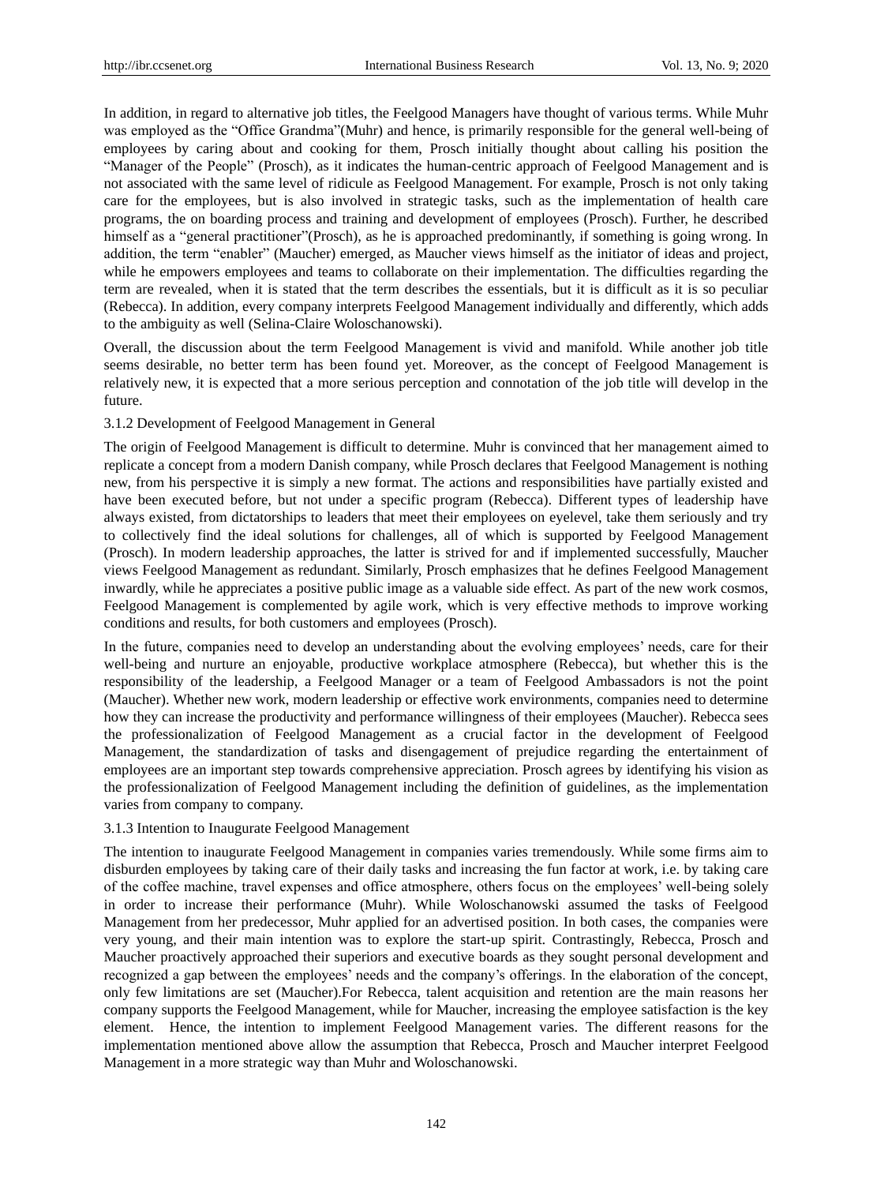In addition, in regard to alternative job titles, the Feelgood Managers have thought of various terms. While Muhr was employed as the "Office Grandma"(Muhr) and hence, is primarily responsible for the general well-being of employees by caring about and cooking for them, Prosch initially thought about calling his position the "Manager of the People" (Prosch), as it indicates the human-centric approach of Feelgood Management and is not associated with the same level of ridicule as Feelgood Management. For example, Prosch is not only taking care for the employees, but is also involved in strategic tasks, such as the implementation of health care programs, the on boarding process and training and development of employees (Prosch). Further, he described himself as a "general practitioner"(Prosch), as he is approached predominantly, if something is going wrong. In addition, the term "enabler" (Maucher) emerged, as Maucher views himself as the initiator of ideas and project, while he empowers employees and teams to collaborate on their implementation. The difficulties regarding the term are revealed, when it is stated that the term describes the essentials, but it is difficult as it is so peculiar (Rebecca). In addition, every company interprets Feelgood Management individually and differently, which adds to the ambiguity as well (Selina-Claire Woloschanowski).

Overall, the discussion about the term Feelgood Management is vivid and manifold. While another job title seems desirable, no better term has been found yet. Moreover, as the concept of Feelgood Management is relatively new, it is expected that a more serious perception and connotation of the job title will develop in the future.

### 3.1.2 Development of Feelgood Management in General

The origin of Feelgood Management is difficult to determine. Muhr is convinced that her management aimed to replicate a concept from a modern Danish company, while Prosch declares that Feelgood Management is nothing new, from his perspective it is simply a new format. The actions and responsibilities have partially existed and have been executed before, but not under a specific program (Rebecca). Different types of leadership have always existed, from dictatorships to leaders that meet their employees on eyelevel, take them seriously and try to collectively find the ideal solutions for challenges, all of which is supported by Feelgood Management (Prosch). In modern leadership approaches, the latter is strived for and if implemented successfully, Maucher views Feelgood Management as redundant. Similarly, Prosch emphasizes that he defines Feelgood Management inwardly, while he appreciates a positive public image as a valuable side effect. As part of the new work cosmos, Feelgood Management is complemented by agile work, which is very effective methods to improve working conditions and results, for both customers and employees (Prosch).

In the future, companies need to develop an understanding about the evolving employees' needs, care for their well-being and nurture an enjoyable, productive workplace atmosphere (Rebecca), but whether this is the responsibility of the leadership, a Feelgood Manager or a team of Feelgood Ambassadors is not the point (Maucher). Whether new work, modern leadership or effective work environments, companies need to determine how they can increase the productivity and performance willingness of their employees (Maucher). Rebecca sees the professionalization of Feelgood Management as a crucial factor in the development of Feelgood Management, the standardization of tasks and disengagement of prejudice regarding the entertainment of employees are an important step towards comprehensive appreciation. Prosch agrees by identifying his vision as the professionalization of Feelgood Management including the definition of guidelines, as the implementation varies from company to company.

### 3.1.3 Intention to Inaugurate Feelgood Management

The intention to inaugurate Feelgood Management in companies varies tremendously. While some firms aim to disburden employees by taking care of their daily tasks and increasing the fun factor at work, i.e. by taking care of the coffee machine, travel expenses and office atmosphere, others focus on the employees' well-being solely in order to increase their performance (Muhr). While Woloschanowski assumed the tasks of Feelgood Management from her predecessor, Muhr applied for an advertised position. In both cases, the companies were very young, and their main intention was to explore the start-up spirit. Contrastingly, Rebecca, Prosch and Maucher proactively approached their superiors and executive boards as they sought personal development and recognized a gap between the employees' needs and the company's offerings. In the elaboration of the concept, only few limitations are set (Maucher).For Rebecca, talent acquisition and retention are the main reasons her company supports the Feelgood Management, while for Maucher, increasing the employee satisfaction is the key element. Hence, the intention to implement Feelgood Management varies. The different reasons for the implementation mentioned above allow the assumption that Rebecca, Prosch and Maucher interpret Feelgood Management in a more strategic way than Muhr and Woloschanowski.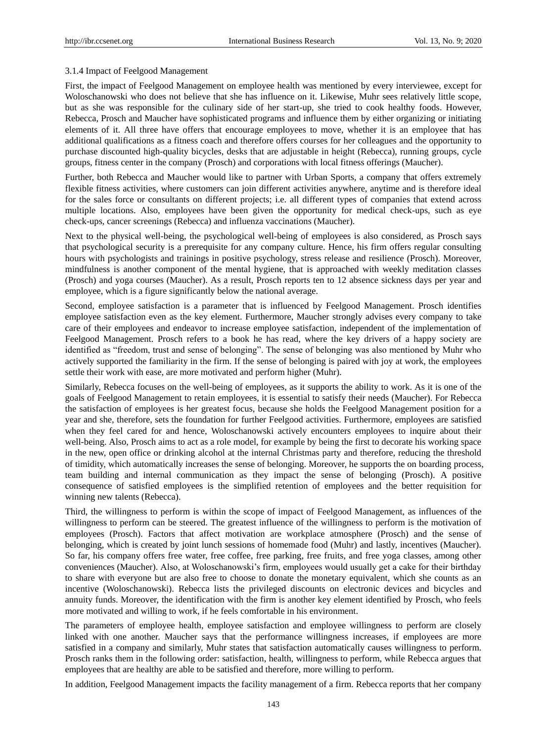#### 3.1.4 Impact of Feelgood Management

First, the impact of Feelgood Management on employee health was mentioned by every interviewee, except for Woloschanowski who does not believe that she has influence on it. Likewise, Muhr sees relatively little scope, but as she was responsible for the culinary side of her start-up, she tried to cook healthy foods. However, Rebecca, Prosch and Maucher have sophisticated programs and influence them by either organizing or initiating elements of it. All three have offers that encourage employees to move, whether it is an employee that has additional qualifications as a fitness coach and therefore offers courses for her colleagues and the opportunity to purchase discounted high-quality bicycles, desks that are adjustable in height (Rebecca), running groups, cycle groups, fitness center in the company (Prosch) and corporations with local fitness offerings (Maucher).

Further, both Rebecca and Maucher would like to partner with Urban Sports, a company that offers extremely flexible fitness activities, where customers can join different activities anywhere, anytime and is therefore ideal for the sales force or consultants on different projects; i.e. all different types of companies that extend across multiple locations. Also, employees have been given the opportunity for medical check-ups, such as eye check-ups, cancer screenings (Rebecca) and influenza vaccinations (Maucher).

Next to the physical well-being, the psychological well-being of employees is also considered, as Prosch says that psychological security is a prerequisite for any company culture. Hence, his firm offers regular consulting hours with psychologists and trainings in positive psychology, stress release and resilience (Prosch). Moreover, mindfulness is another component of the mental hygiene, that is approached with weekly meditation classes (Prosch) and yoga courses (Maucher). As a result, Prosch reports ten to 12 absence sickness days per year and employee, which is a figure significantly below the national average.

Second, employee satisfaction is a parameter that is influenced by Feelgood Management. Prosch identifies employee satisfaction even as the key element. Furthermore, Maucher strongly advises every company to take care of their employees and endeavor to increase employee satisfaction, independent of the implementation of Feelgood Management. Prosch refers to a book he has read, where the key drivers of a happy society are identified as "freedom, trust and sense of belonging". The sense of belonging was also mentioned by Muhr who actively supported the familiarity in the firm. If the sense of belonging is paired with joy at work, the employees settle their work with ease, are more motivated and perform higher (Muhr).

Similarly, Rebecca focuses on the well-being of employees, as it supports the ability to work. As it is one of the goals of Feelgood Management to retain employees, it is essential to satisfy their needs (Maucher). For Rebecca the satisfaction of employees is her greatest focus, because she holds the Feelgood Management position for a year and she, therefore, sets the foundation for further Feelgood activities. Furthermore, employees are satisfied when they feel cared for and hence, Woloschanowski actively encounters employees to inquire about their well-being. Also, Prosch aims to act as a role model, for example by being the first to decorate his working space in the new, open office or drinking alcohol at the internal Christmas party and therefore, reducing the threshold of timidity, which automatically increases the sense of belonging. Moreover, he supports the on boarding process, team building and internal communication as they impact the sense of belonging (Prosch). A positive consequence of satisfied employees is the simplified retention of employees and the better requisition for winning new talents (Rebecca).

Third, the willingness to perform is within the scope of impact of Feelgood Management, as influences of the willingness to perform can be steered. The greatest influence of the willingness to perform is the motivation of employees (Prosch). Factors that affect motivation are workplace atmosphere (Prosch) and the sense of belonging, which is created by joint lunch sessions of homemade food (Muhr) and lastly, incentives (Maucher). So far, his company offers free water, free coffee, free parking, free fruits, and free yoga classes, among other conveniences (Maucher). Also, at Woloschanowski's firm, employees would usually get a cake for their birthday to share with everyone but are also free to choose to donate the monetary equivalent, which she counts as an incentive (Woloschanowski). Rebecca lists the privileged discounts on electronic devices and bicycles and annuity funds. Moreover, the identification with the firm is another key element identified by Prosch, who feels more motivated and willing to work, if he feels comfortable in his environment.

The parameters of employee health, employee satisfaction and employee willingness to perform are closely linked with one another. Maucher says that the performance willingness increases, if employees are more satisfied in a company and similarly, Muhr states that satisfaction automatically causes willingness to perform. Prosch ranks them in the following order: satisfaction, health, willingness to perform, while Rebecca argues that employees that are healthy are able to be satisfied and therefore, more willing to perform.

In addition, Feelgood Management impacts the facility management of a firm. Rebecca reports that her company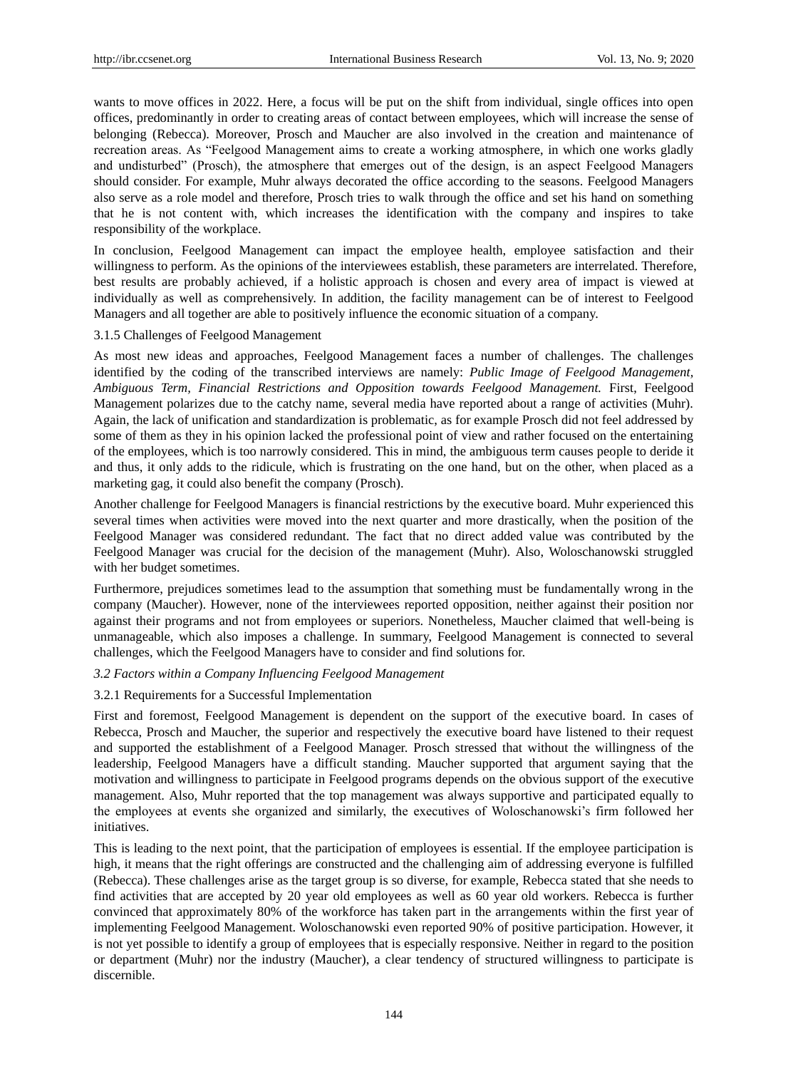wants to move offices in 2022. Here, a focus will be put on the shift from individual, single offices into open offices, predominantly in order to creating areas of contact between employees, which will increase the sense of belonging (Rebecca). Moreover, Prosch and Maucher are also involved in the creation and maintenance of recreation areas. As "Feelgood Management aims to create a working atmosphere, in which one works gladly and undisturbed" (Prosch), the atmosphere that emerges out of the design, is an aspect Feelgood Managers should consider. For example, Muhr always decorated the office according to the seasons. Feelgood Managers also serve as a role model and therefore, Prosch tries to walk through the office and set his hand on something that he is not content with, which increases the identification with the company and inspires to take responsibility of the workplace.

In conclusion, Feelgood Management can impact the employee health, employee satisfaction and their willingness to perform. As the opinions of the interviewees establish, these parameters are interrelated. Therefore, best results are probably achieved, if a holistic approach is chosen and every area of impact is viewed at individually as well as comprehensively. In addition, the facility management can be of interest to Feelgood Managers and all together are able to positively influence the economic situation of a company.

#### 3.1.5 Challenges of Feelgood Management

As most new ideas and approaches, Feelgood Management faces a number of challenges. The challenges identified by the coding of the transcribed interviews are namely: *Public Image of Feelgood Management, Ambiguous Term, Financial Restrictions and Opposition towards Feelgood Management.* First, Feelgood Management polarizes due to the catchy name, several media have reported about a range of activities (Muhr). Again, the lack of unification and standardization is problematic, as for example Prosch did not feel addressed by some of them as they in his opinion lacked the professional point of view and rather focused on the entertaining of the employees, which is too narrowly considered. This in mind, the ambiguous term causes people to deride it and thus, it only adds to the ridicule, which is frustrating on the one hand, but on the other, when placed as a marketing gag, it could also benefit the company (Prosch).

Another challenge for Feelgood Managers is financial restrictions by the executive board. Muhr experienced this several times when activities were moved into the next quarter and more drastically, when the position of the Feelgood Manager was considered redundant. The fact that no direct added value was contributed by the Feelgood Manager was crucial for the decision of the management (Muhr). Also, Woloschanowski struggled with her budget sometimes.

Furthermore, prejudices sometimes lead to the assumption that something must be fundamentally wrong in the company (Maucher). However, none of the interviewees reported opposition, neither against their position nor against their programs and not from employees or superiors. Nonetheless, Maucher claimed that well-being is unmanageable, which also imposes a challenge. In summary, Feelgood Management is connected to several challenges, which the Feelgood Managers have to consider and find solutions for.

### *3.2 Factors within a Company Influencing Feelgood Management*

#### 3.2.1 Requirements for a Successful Implementation

First and foremost, Feelgood Management is dependent on the support of the executive board. In cases of Rebecca, Prosch and Maucher, the superior and respectively the executive board have listened to their request and supported the establishment of a Feelgood Manager. Prosch stressed that without the willingness of the leadership, Feelgood Managers have a difficult standing. Maucher supported that argument saying that the motivation and willingness to participate in Feelgood programs depends on the obvious support of the executive management. Also, Muhr reported that the top management was always supportive and participated equally to the employees at events she organized and similarly, the executives of Woloschanowski's firm followed her initiatives.

This is leading to the next point, that the participation of employees is essential. If the employee participation is high, it means that the right offerings are constructed and the challenging aim of addressing everyone is fulfilled (Rebecca). These challenges arise as the target group is so diverse, for example, Rebecca stated that she needs to find activities that are accepted by 20 year old employees as well as 60 year old workers. Rebecca is further convinced that approximately 80% of the workforce has taken part in the arrangements within the first year of implementing Feelgood Management. Woloschanowski even reported 90% of positive participation. However, it is not yet possible to identify a group of employees that is especially responsive. Neither in regard to the position or department (Muhr) nor the industry (Maucher), a clear tendency of structured willingness to participate is discernible.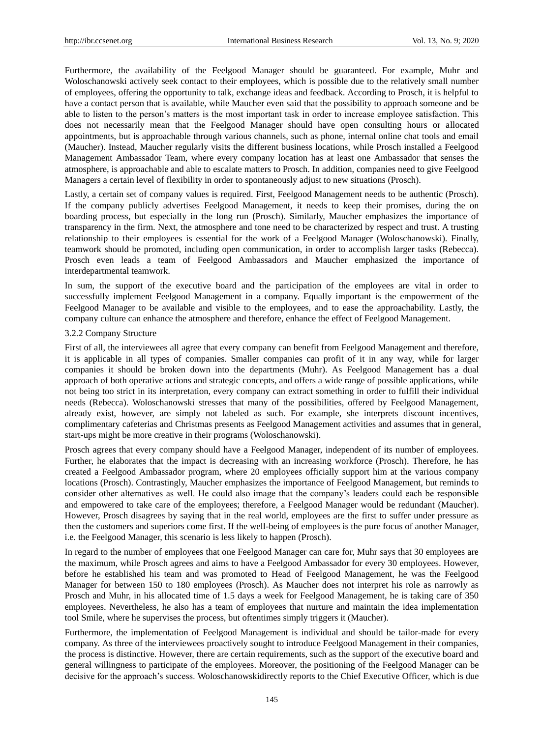Furthermore, the availability of the Feelgood Manager should be guaranteed. For example, Muhr and Woloschanowski actively seek contact to their employees, which is possible due to the relatively small number of employees, offering the opportunity to talk, exchange ideas and feedback. According to Prosch, it is helpful to have a contact person that is available, while Maucher even said that the possibility to approach someone and be able to listen to the person's matters is the most important task in order to increase employee satisfaction. This does not necessarily mean that the Feelgood Manager should have open consulting hours or allocated appointments, but is approachable through various channels, such as phone, internal online chat tools and email (Maucher). Instead, Maucher regularly visits the different business locations, while Prosch installed a Feelgood Management Ambassador Team, where every company location has at least one Ambassador that senses the atmosphere, is approachable and able to escalate matters to Prosch. In addition, companies need to give Feelgood Managers a certain level of flexibility in order to spontaneously adjust to new situations (Prosch).

Lastly, a certain set of company values is required. First, Feelgood Management needs to be authentic (Prosch). If the company publicly advertises Feelgood Management, it needs to keep their promises, during the on boarding process, but especially in the long run (Prosch). Similarly, Maucher emphasizes the importance of transparency in the firm. Next, the atmosphere and tone need to be characterized by respect and trust. A trusting relationship to their employees is essential for the work of a Feelgood Manager (Woloschanowski). Finally, teamwork should be promoted, including open communication, in order to accomplish larger tasks (Rebecca). Prosch even leads a team of Feelgood Ambassadors and Maucher emphasized the importance of interdepartmental teamwork.

In sum, the support of the executive board and the participation of the employees are vital in order to successfully implement Feelgood Management in a company. Equally important is the empowerment of the Feelgood Manager to be available and visible to the employees, and to ease the approachability. Lastly, the company culture can enhance the atmosphere and therefore, enhance the effect of Feelgood Management.

### 3.2.2 Company Structure

First of all, the interviewees all agree that every company can benefit from Feelgood Management and therefore, it is applicable in all types of companies. Smaller companies can profit of it in any way, while for larger companies it should be broken down into the departments (Muhr). As Feelgood Management has a dual approach of both operative actions and strategic concepts, and offers a wide range of possible applications, while not being too strict in its interpretation, every company can extract something in order to fulfill their individual needs (Rebecca). Woloschanowski stresses that many of the possibilities, offered by Feelgood Management, already exist, however, are simply not labeled as such. For example, she interprets discount incentives, complimentary cafeterias and Christmas presents as Feelgood Management activities and assumes that in general, start-ups might be more creative in their programs (Woloschanowski).

Prosch agrees that every company should have a Feelgood Manager, independent of its number of employees. Further, he elaborates that the impact is decreasing with an increasing workforce (Prosch). Therefore, he has created a Feelgood Ambassador program, where 20 employees officially support him at the various company locations (Prosch). Contrastingly, Maucher emphasizes the importance of Feelgood Management, but reminds to consider other alternatives as well. He could also image that the company's leaders could each be responsible and empowered to take care of the employees; therefore, a Feelgood Manager would be redundant (Maucher). However, Prosch disagrees by saying that in the real world, employees are the first to suffer under pressure as then the customers and superiors come first. If the well-being of employees is the pure focus of another Manager, i.e. the Feelgood Manager, this scenario is less likely to happen (Prosch).

In regard to the number of employees that one Feelgood Manager can care for, Muhr says that 30 employees are the maximum, while Prosch agrees and aims to have a Feelgood Ambassador for every 30 employees. However, before he established his team and was promoted to Head of Feelgood Management, he was the Feelgood Manager for between 150 to 180 employees (Prosch). As Maucher does not interpret his role as narrowly as Prosch and Muhr, in his allocated time of 1.5 days a week for Feelgood Management, he is taking care of 350 employees. Nevertheless, he also has a team of employees that nurture and maintain the idea implementation tool Smile, where he supervises the process, but oftentimes simply triggers it (Maucher).

Furthermore, the implementation of Feelgood Management is individual and should be tailor-made for every company. As three of the interviewees proactively sought to introduce Feelgood Management in their companies, the process is distinctive. However, there are certain requirements, such as the support of the executive board and general willingness to participate of the employees. Moreover, the positioning of the Feelgood Manager can be decisive for the approach's success. Woloschanowskidirectly reports to the Chief Executive Officer, which is due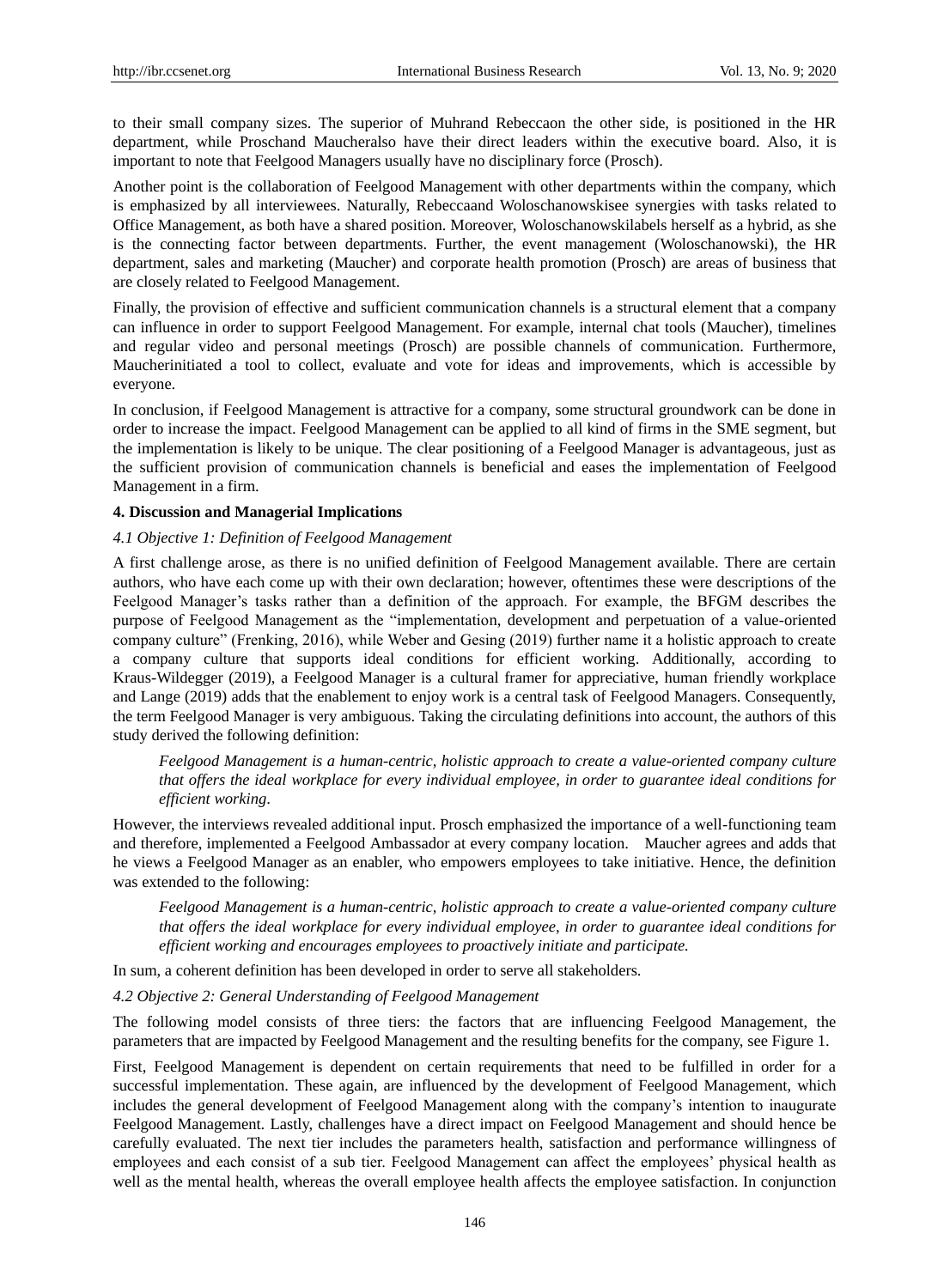to their small company sizes. The superior of Muhrand Rebeccaon the other side, is positioned in the HR department, while Proschand Maucheralso have their direct leaders within the executive board. Also, it is important to note that Feelgood Managers usually have no disciplinary force (Prosch).

Another point is the collaboration of Feelgood Management with other departments within the company, which is emphasized by all interviewees. Naturally, Rebeccaand Woloschanowskisee synergies with tasks related to Office Management, as both have a shared position. Moreover, Woloschanowskilabels herself as a hybrid, as she is the connecting factor between departments. Further, the event management (Woloschanowski), the HR department, sales and marketing (Maucher) and corporate health promotion (Prosch) are areas of business that are closely related to Feelgood Management.

Finally, the provision of effective and sufficient communication channels is a structural element that a company can influence in order to support Feelgood Management. For example, internal chat tools (Maucher), timelines and regular video and personal meetings (Prosch) are possible channels of communication. Furthermore, Maucherinitiated a tool to collect, evaluate and vote for ideas and improvements, which is accessible by everyone.

In conclusion, if Feelgood Management is attractive for a company, some structural groundwork can be done in order to increase the impact. Feelgood Management can be applied to all kind of firms in the SME segment, but the implementation is likely to be unique. The clear positioning of a Feelgood Manager is advantageous, just as the sufficient provision of communication channels is beneficial and eases the implementation of Feelgood Management in a firm.

## 4. Discussion and Managerial Implications

### 4.1 Objective 1: Definition of Feelgood Management

A first challenge arose, as there is no unified definition of Feelgood Management available. There are certain authors, who have each come up with their own declaration; however, oftentimes these were descriptions of the Feelgood Manager's tasks rather than a definition of the approach. For example, the BFGM describes the purpose of Feelgood Management as the "implementation, development and perpetuation of a value-oriented company culture" (Frenking, 2016), while Weber and Gesing (2019) further name it a holistic approach to create a company culture that supports ideal conditions for efficient working. Additionally, according to Kraus-Wildegger (2019), a Feelgood Manager is a cultural framer for appreciative, human friendly workplace and Lange (2019) adds that the enablement to enjoy work is a central task of Feelgood Managers. Consequently, the term Feelgood Manager is very ambiguous. Taking the circulating definitions into account, the authors of this study derived the following definition:

> *Feelgood Management is a human-centric, holistic approach to create a value-oriented company culture that offers the ideal workplace for every individual employee, in order to guarantee ideal conditions for efficient working.*

However, the interviews revealed additional input. Prosch emphasized the importance of a well-functioning team and therefore, implemented a Feelgood Ambassador at every company location. Maucher agrees and adds that he views a Feelgood Manager as an enabler, who empowers employees to take initiative. Hence, the definition was extended to the following:

> *Feelgood Management is a human-centric, holistic approach to create a value-oriented company culture that offers the ideal workplace for every individual employee, in order to guarantee ideal conditions for efficient working and encourages employees to proactively initiate and participate.*

In sum, a coherent definition has been developed in order to serve all stakeholders.

### 4.2 Objective 2: General Understanding of Feelgood Management

The following model consists of three tiers: the factors that are influencing Feelgood Management, the parameters that are impacted by Feelgood Management and the resulting benefits for the company, see Figure 1.

First, Feelgood Management is dependent on certain requirements that need to be fulfilled in order for a successful implementation. These again, are influenced by the development of Feelgood Management, which includes the general development of Feelgood Management along with the company's intention to inaugurate Feelgood Management. Lastly, challenges have a direct impact on Feelgood Management and should hence be carefully evaluated. The next tier includes the parameters health, satisfaction and performance willingness of employees and each consist of a sub tier. Feelgood Management can affect the employees' physical health as well as the mental health, whereas the overall employee health affects the employee satisfaction. In conjunction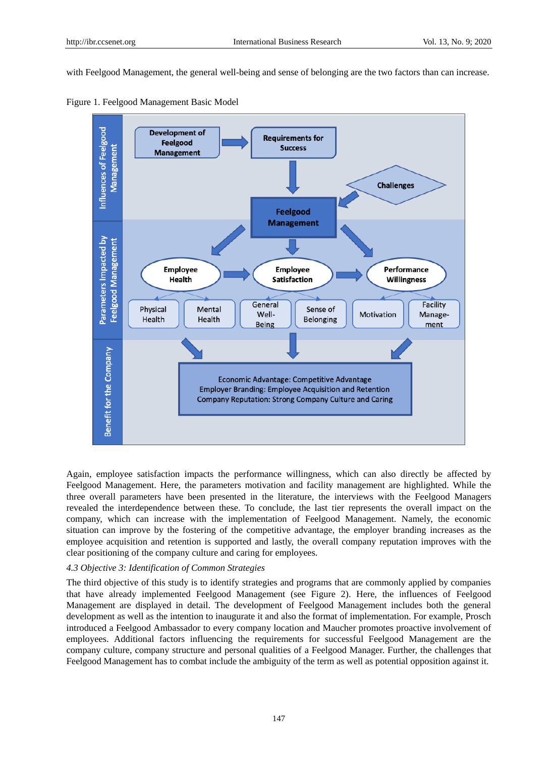with Feelgood Management, the general well-being and sense of belonging are the two factors than can increase.

Figure 1. Feelgood Management Basic Model

Again, employee satisfaction impacts the performance willingness, which can also directly be affected by Feelgood Management. Here, the parameters motivation and facility management are highlighted. While the three overall parameters have been presented in the literature, the interviews with the Feelgood Managers revealed the interdependence between these. To conclude, the last tier represents the overall impact on the company, which can increase with the implementation of Feelgood Management. Namely, the economic situation can improve by the fostering of the competitive advantage, the employer branding increases as the employee acquisition and retention is supported and lastly, the overall company reputation improves with the clear positioning of the company culture and caring for employees.

*4.3 Objective 3: Identification of Common Strategies*

The third objective of this study is to identify strategies and programs that are commonly applied by companies that have already implemented Feelgood Management (see Figure 2). Here, the influences of Feelgood Management are displayed in detail. The development of Feelgood Management includes both the general development as well as the intention to inaugurate it and also the format of implementation. For example, Prosch introduced a Feelgood Ambassador to every company location and Maucher promotes proactive involvement of employees. Additional factors influencing the requirements for successful Feelgood Management are the company culture, company structure and personal qualities of a Feelgood Manager. Further, the challenges that Feelgood Management has to combat include the ambiguity of the term as well as potential opposition against it.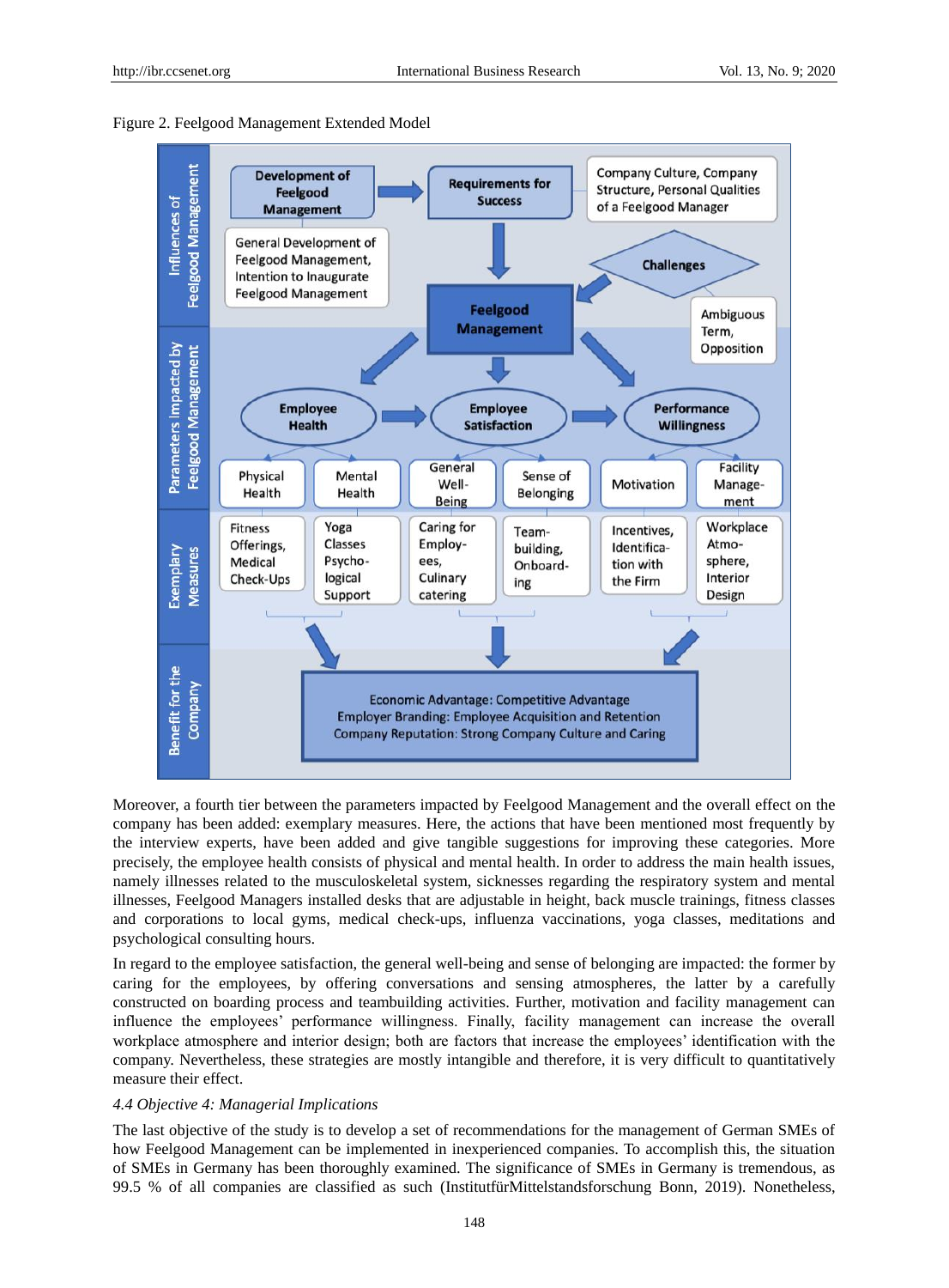Figure 2. Feelgood Management Extended Model

Moreover, a fourth tier between the parameters impacted by Feelgood Management and the overall effect on the company has been added: exemplary measures. Here, the actions that have been mentioned most frequently by the interview experts, have been added and give tangible suggestions for improving these categories. More precisely, the employee health consists of physical and mental health. In order to address the main health issues, namely illnesses related to the musculoskeletal system, sicknesses regarding the respiratory system and mental illnesses, Feelgood Managers installed desks that are adjustable in height, back muscle trainings, fitness classes and corporations to local gyms, medical check-ups, influenza vaccinations, yoga classes, meditations and psychological consulting hours.

In regard to the employee satisfaction, the general well-being and sense of belonging are impacted: the former by caring for the employees, by offering conversations and sensing atmospheres, the latter by a carefully constructed on boarding process and teambuilding activities. Further, motivation and facility management can influence the employees' performance willingness. Finally, facility management can increase the overall workplace atmosphere and interior design; both are factors that increase the employees' identification with the company. Nevertheless, these strategies are mostly intangible and therefore, it is very difficult to quantitatively measure their effect.

### *4.4 Objective 4: Managerial Implications*

The last objective of the study is to develop a set of recommendations for the management of German SMEs of how Feelgood Management can be implemented in inexperienced companies. To accomplish this, the situation of SMEs in Germany has been thoroughly examined. The significance of SMEs in Germany is tremendous, as 99.5 % of all companies are classified as such (InstitutfürMittelstandsforschung Bonn, 2019). Nonetheless,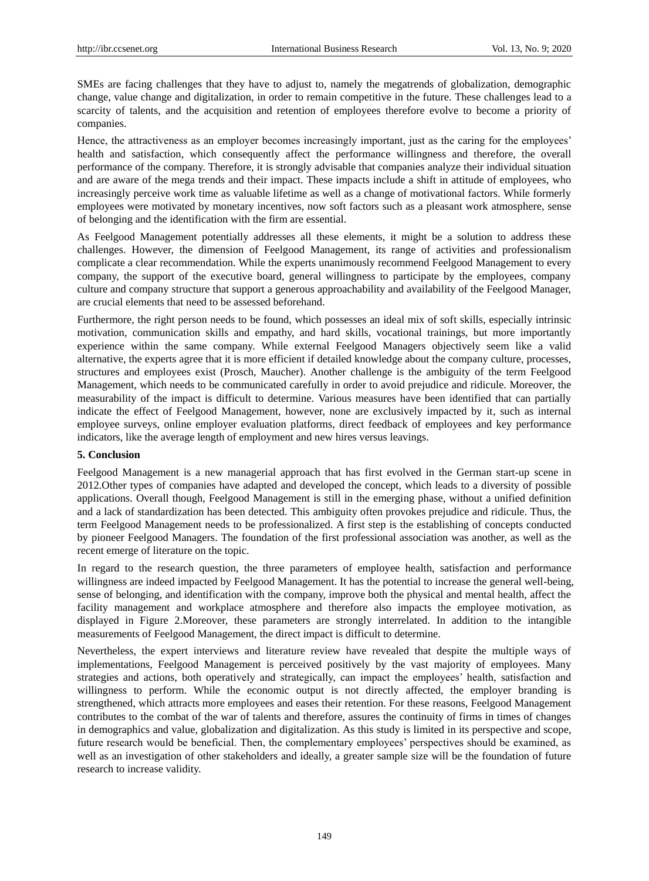SMEs are facing challenges that they have to adjust to, namely the megatrends of globalization, demographic change, value change and digitalization, in order to remain competitive in the future. These challenges lead to a scarcity of talents, and the acquisition and retention of employees therefore evolve to become a priority of companies.

Hence, the attractiveness as an employer becomes increasingly important, just as the caring for the employees' health and satisfaction, which consequently affect the performance willingness and therefore, the overall performance of the company. Therefore, it is strongly advisable that companies analyze their individual situation and are aware of the mega trends and their impact. These impacts include a shift in attitude of employees, who increasingly perceive work time as valuable lifetime as well as a change of motivational factors. While formerly employees were motivated by monetary incentives, now soft factors such as a pleasant work atmosphere, sense of belonging and the identification with the firm are essential.

As Feelgood Management potentially addresses all these elements, it might be a solution to address these challenges. However, the dimension of Feelgood Management, its range of activities and professionalism complicate a clear recommendation. While the experts unanimously recommend Feelgood Management to every company, the support of the executive board, general willingness to participate by the employees, company culture and company structure that support a generous approachability and availability of the Feelgood Manager, are crucial elements that need to be assessed beforehand.

Furthermore, the right person needs to be found, which possesses an ideal mix of soft skills, especially intrinsic motivation, communication skills and empathy, and hard skills, vocational trainings, but more importantly experience within the same company. While external Feelgood Managers objectively seem like a valid alternative, the experts agree that it is more efficient if detailed knowledge about the company culture, processes, structures and employees exist (Prosch, Maucher). Another challenge is the ambiguity of the term Feelgood Management, which needs to be communicated carefully in order to avoid prejudice and ridicule. Moreover, the measurability of the impact is difficult to determine. Various measures have been identified that can partially indicate the effect of Feelgood Management, however, none are exclusively impacted by it, such as internal employee surveys, online employer evaluation platforms, direct feedback of employees and key performance indicators, like the average length of employment and new hires versus leavings.

**5. Conclusion**

Feelgood Management is a new managerial approach that has first evolved in the German start-up scene in 2012.Other types of companies have adapted and developed the concept, which leads to a diversity of possible applications. Overall though, Feelgood Management is still in the emerging phase, without a unified definition and a lack of standardization has been detected. This ambiguity often provokes prejudice and ridicule. Thus, the term Feelgood Management needs to be professionalized. A first step is the establishing of concepts conducted by pioneer Feelgood Managers. The foundation of the first professional association was another, as well as the recent emerge of literature on the topic.

In regard to the research question, the three parameters of employee health, satisfaction and performance willingness are indeed impacted by Feelgood Management. It has the potential to increase the general well-being, sense of belonging, and identification with the company, improve both the physical and mental health, affect the facility management and workplace atmosphere and therefore also impacts the employee motivation, as displayed in Figure 2.Moreover, these parameters are strongly interrelated. In addition to the intangible measurements of Feelgood Management, the direct impact is difficult to determine.

Nevertheless, the expert interviews and literature review have revealed that despite the multiple ways of implementations, Feelgood Management is perceived positively by the vast majority of employees. Many strategies and actions, both operatively and strategically, can impact the employees' health, satisfaction and willingness to perform. While the economic output is not directly affected, the employer branding is strengthened, which attracts more employees and eases their retention. For these reasons, Feelgood Management contributes to the combat of the war of talents and therefore, assures the continuity of firms in times of changes in demographics and value, globalization and digitalization. As this study is limited in its perspective and scope, future research would be beneficial. Then, the complementary employees' perspectives should be examined, as well as an investigation of other stakeholders and ideally, a greater sample size will be the foundation of future research to increase validity.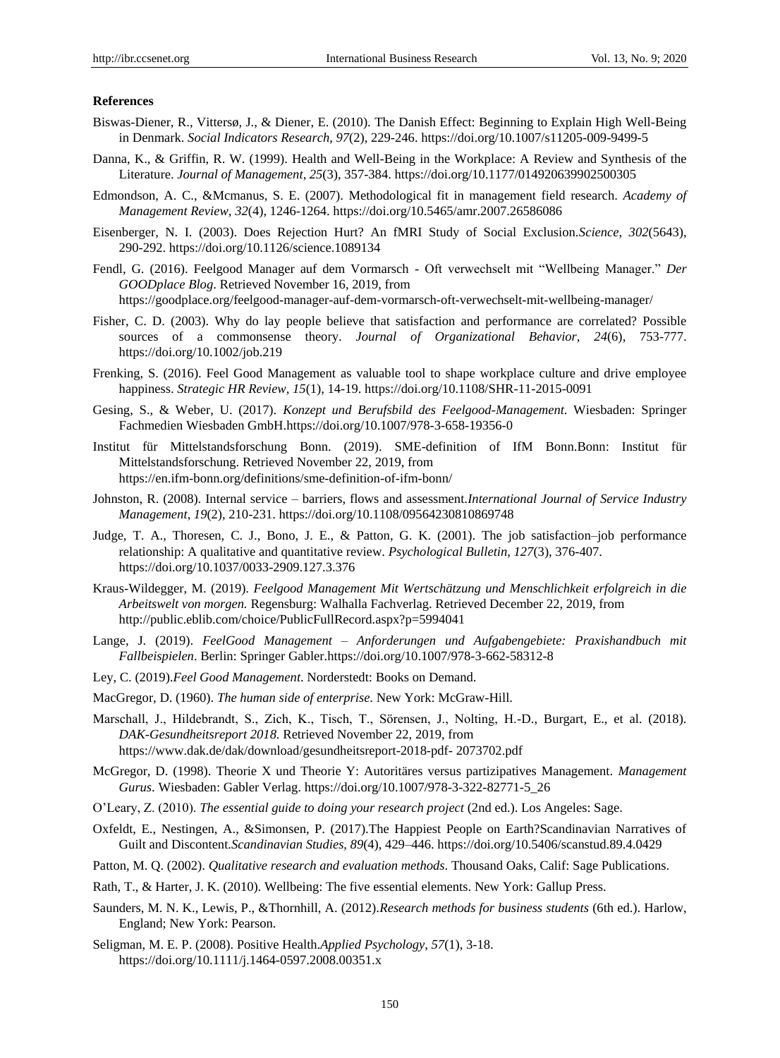**References**

Biswas-Diener, R., Vittersø, J., & Diener, E. (2010). The Danish Effect: Beginning to Explain High Well-Being in Denmark. *Social Indicators Research*, *97*(2), 229-246. https://doi.org/10.1007/s11205-009-9499-5

Danna, K., & Griffin, R. W. (1999). Health and Well-Being in the Workplace: A Review and Synthesis of the Literature. *Journal of Management*, *25*(3), 357-384. https://doi.org/10.1177/014920639902500305

Edmondson, A. C., &Mcmanus, S. E. (2007). Methodological fit in management field research. *Academy of Management Review*, *32*(4), 1246-1264. https://doi.org/10.5465/amr.2007.26586086

Eisenberger, N. I. (2003). Does Rejection Hurt? An fMRI Study of Social Exclusion.*Science*, *302*(5643), 290-292. https://doi.org/10.1126/science.1089134

Fendl, G. (2016). Feelgood Manager auf dem Vormarsch - Oft verwechselt mit "Wellbeing Manager." *Der GOODplace Blog*. Retrieved November 16, 2019, from https://goodplace.org/feelgood-manager-auf-dem-vormarsch-oft-verwechselt-mit-wellbeing-manager/

Fisher, C. D. (2003). Why do lay people believe that satisfaction and performance are correlated? Possible sources of a commonsense theory. *Journal of Organizational Behavior*, *24*(6), 753-777. https://doi.org/10.1002/job.219

Frenking, S. (2016). Feel Good Management as valuable tool to shape workplace culture and drive employee happiness. *Strategic HR Review*, *15*(1), 14-19. https://doi.org/10.1108/SHR-11-2015-0091

Gesing, S., & Weber, U. (2017). *Konzept und Berufsbild des Feelgood-Management*. Wiesbaden: Springer Fachmedien Wiesbaden GmbH.https://doi.org/10.1007/978-3-658-19356-0

Institut für Mittelstandsforschung Bonn. (2019). SME-definition of IfM Bonn.Bonn: Institut für Mittelstandsforschung. Retrieved November 22, 2019, from https://en.ifm-bonn.org/definitions/sme-definition-of-ifm-bonn/

Johnston, R. (2008). Internal service – barriers, flows and assessment.*International Journal of Service Industry Management*, *19*(2), 210-231. https://doi.org/10.1108/09564230810869748

Judge, T. A., Thoresen, C. J., Bono, J. E., & Patton, G. K. (2001). The job satisfaction–job performance relationship: A qualitative and quantitative review. *Psychological Bulletin*, *127*(3), 376-407. https://doi.org/10.1037/0033-2909.127.3.376

Kraus-Wildegger, M. (2019). *Feelgood Management Mit Wertschätzung und Menschlichkeit erfolgreich in die Arbeitswelt von morgen.* Regensburg: Walhalla Fachverlag. Retrieved December 22, 2019, from http://public.eblib.com/choice/PublicFullRecord.aspx?p=5994041

Lange, J. (2019). *FeelGood Management – Anforderungen und Aufgabengebiete: Praxishandbuch mit Fallbeispielen*. Berlin: Springer Gabler.https://doi.org/10.1007/978-3-662-58312-8

Ley, C. (2019).*Feel Good Management*. Norderstedt: Books on Demand.

MacGregor, D. (1960). *The human side of enterprise.* New York: McGraw-Hill.

Marschall, J., Hildebrandt, S., Zich, K., Tisch, T., Sörensen, J., Nolting, H.-D., Burgart, E., et al. (2018). *DAK-Gesundheitsreport 2018.* Retrieved November 22, 2019, from https://www.dak.de/dak/download/gesundheitsreport-2018-pdf- 2073702.pdf

McGregor, D. (1998). Theorie X und Theorie Y: Autoritäres versus partizipatives Management. *Management Gurus*. Wiesbaden: Gabler Verlag. https://doi.org/10.1007/978-3-322-82771-5_26

O'Leary, Z. (2010). *The essential guide to doing your research project* (2nd ed.). Los Angeles: Sage.

Oxfeldt, E., Nestingen, A., &Simonsen, P. (2017).The Happiest People on Earth?Scandinavian Narratives of Guilt and Discontent.*Scandinavian Studies*, *89*(4), 429–446. https://doi.org/10.5406/scanstud.89.4.0429

Patton, M. Q. (2002). *Qualitative research and evaluation methods*. Thousand Oaks, Calif: Sage Publications.

Rath, T., & Harter, J. K. (2010). Wellbeing: The five essential elements. New York: Gallup Press.

Saunders, M. N. K., Lewis, P., &Thornhill, A. (2012).*Research methods for business students* (6th ed.). Harlow, England; New York: Pearson.

Seligman, M. E. P. (2008). Positive Health.*Applied Psychology*, *57*(1), 3-18. https://doi.org/10.1111/j.1464-0597.2008.00351.x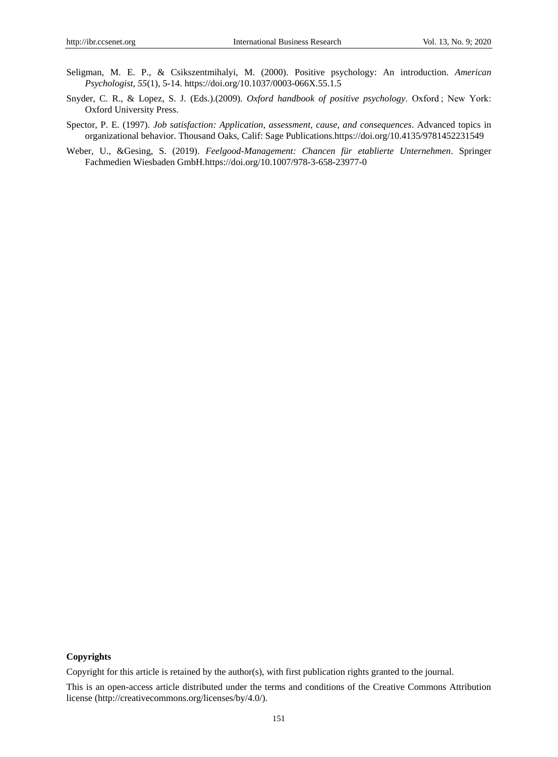Seligman, M. E. P., & Csikszentmihalyi, M. (2000). Positive psychology: An introduction. *American Psychologist, 55*(1), 5-14. https://doi.org/10.1037/0003-066X.55.1.5

Snyder, C. R., & Lopez, S. J. (Eds.).(2009). *Oxford handbook of positive psychology*. Oxford ; New York: Oxford University Press.

Spector, P. E. (1997). *Job satisfaction: Application, assessment, cause, and consequences*. Advanced topics in organizational behavior. Thousand Oaks, Calif: Sage Publications.https://doi.org/10.4135/9781452231549

Weber, U., &Gesing, S. (2019). *Feelgood-Management: Chancen für etablierte Unternehmen*. Springer Fachmedien Wiesbaden GmbH.https://doi.org/10.1007/978-3-658-23977-0

**Copyrights**

Copyright for this article is retained by the author(s), with first publication rights granted to the journal.

This is an open-access article distributed under the terms and conditions of the Creative Commons Attribution license (http://creativecommons.org/licenses/by/4.0/).